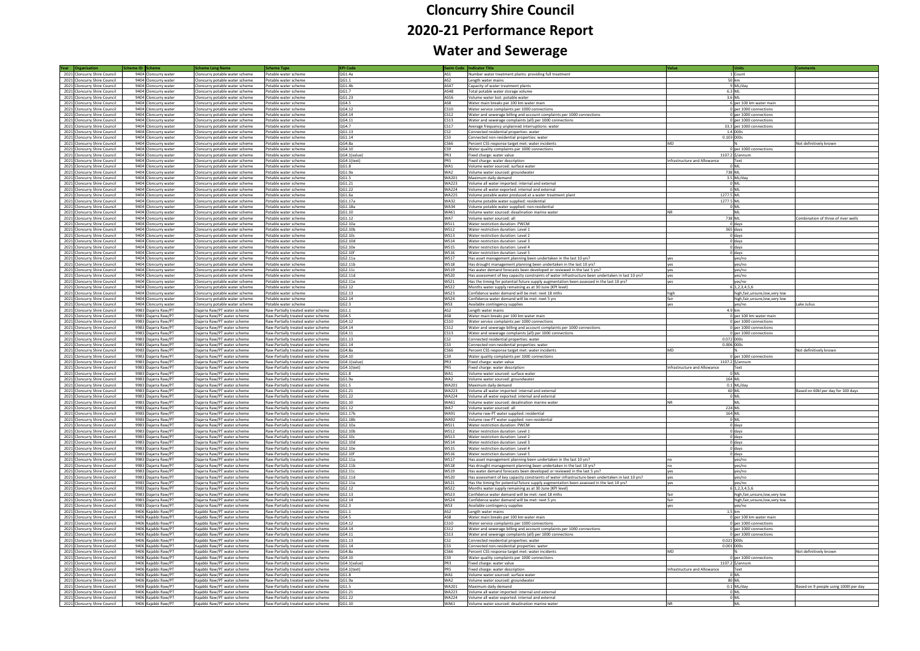# Cloncurry Shire Council

# 2020-21 Performance Report

# Water and Sewerage

| Year | Organisation | Scheme ID | Scheme | Scheme Long Name | Scheme Type | KPI Code | Swim Code | Indicator Title | Value | Units | Comments |
|---|---|---|---|---|---|---|---|---|---|---|---|
| 2021 | Cloncurry Shire Council | 9404 | Cloncurry water | Cloncurry potable water scheme | Potable water scheme | QG1.4a | AS1 | Number water treatment plants: providing full treatment | 1 | Count | |
| 2021 | Cloncurry Shire Council | 9404 | Cloncurry water | Cloncurry potable water scheme | Potable water scheme | QG1.1 | AS2 | Length water mains | 50 | km | |
| 2021 | Cloncurry Shire Council | 9404 | Cloncurry water | Cloncurry potable water scheme | Potable water scheme | QG1.4b | AS47 | Capacity of water treatment plants | 9 | ML/day | |
| 2021 | Cloncurry Shire Council | 9404 | Cloncurry water | Cloncurry potable water scheme | Potable water scheme | QG1.7 | AS48 | Total potable water storage volume | 6.3 | ML | |
| 2021 | Cloncurry Shire Council | 9404 | Cloncurry water | Cloncurry potable water scheme | Potable water scheme | QG1.23 | AS56 | Volume water lost: potable water | 3.6 | ML | |
| 2021 | Cloncurry Shire Council | 9404 | Cloncurry water | Cloncurry potable water scheme | Potable water scheme | QG4.5 | AS8 | Water main breaks per 100 km water main | 6 | per 100 km water main | |
| 2021 | Cloncurry Shire Council | 9404 | Cloncurry water | Cloncurry potable water scheme | Potable water scheme | QG4.12 | CS10 | Water service complaints per 1000 connections | 0 | per 1000 connections | |
| 2021 | Cloncurry Shire Council | 9404 | Cloncurry water | Cloncurry potable water scheme | Potable water scheme | QG4.14 | CS12 | Water and sewerage billing and account complaints per 1000 connections | 0 | per 1000 connections | |
| 2021 | Cloncurry Shire Council | 9404 | Cloncurry water | Cloncurry potable water scheme | Potable water scheme | QG4.11 | CS13 | Water and sewerage complaints (all) per 1000 connections | 0 | per 1000 connections | |
| 2021 | Cloncurry Shire Council | 9404 | Cloncurry water | Cloncurry potable water scheme | Potable water scheme | QG4.7 | CS17 | Average frequency unplanned interruptions: water | 33.3 | per 1000 connections | |
| 2021 | Cloncurry Shire Council | 9404 | Cloncurry water | Cloncurry potable water scheme | Potable water scheme | QG1.13 | CS2 | Connected residential properties: water | 1.4 | 000s | |
| 2021 | Cloncurry Shire Council | 9404 | Cloncurry water | Cloncurry potable water scheme | Potable water scheme | QG1.14 | CS3 | Connected non-residential properties: water | 0.103 | 000s | |
| 2021 | Cloncurry Shire Council | 9404 | Cloncurry water | Cloncurry potable water scheme | Potable water scheme | QG4.8a | CS66 | Percent CSS response target met: water incidents | MD | % | Not definitively known |
| 2021 | Cloncurry Shire Council | 9404 | Cloncurry water | Cloncurry potable water scheme | Potable water scheme | QG4.10 | CS9 | Water quality complaints per 1000 connections | 0 | per 1000 connections | |
| 2021 | Cloncurry Shire Council | 9404 | Cloncurry water | Cloncurry potable water scheme | Potable water scheme | QG4.1(value) | PR3 | Fixed charge: water value | 1107.2 | $/annum | |
| 2021 | Cloncurry Shire Council | 9404 | Cloncurry water | Cloncurry potable water scheme | Potable water scheme | QG4.1(text) | PR5 | Fixed charge: water description | Infrastructure and Allowance | Text | |
| 2021 | Cloncurry Shire Council | 9404 | Cloncurry water | Cloncurry potable water scheme | Potable water scheme | QG1.8 | WA1 | Volume water sourced: surface water | 0 | ML | |
| 2021 | Cloncurry Shire Council | 9404 | Cloncurry water | Cloncurry potable water scheme | Potable water scheme | QG1.9a | WA2 | Volume water sourced: groundwater | 738 | ML | |
| 2021 | Cloncurry Shire Council | 9404 | Cloncurry water | Cloncurry potable water scheme | Potable water scheme | QG1.5 | WA201 | Maximum daily demand | 3.5 | ML/day | |
| 2021 | Cloncurry Shire Council | 9404 | Cloncurry water | Cloncurry potable water scheme | Potable water scheme | QG1.21 | WA223 | Volume all water imported: internal and external | 0 | ML | |
| 2021 | Cloncurry Shire Council | 9404 | Cloncurry water | Cloncurry potable water scheme | Potable water scheme | QG1.22 | WA224 | Volume all water exported: internal and external | 0 | ML | |
| 2021 | Cloncurry Shire Council | 9404 | Cloncurry water | Cloncurry potable water scheme | Potable water scheme | QG1.6a | WA225 | Volume potable water produced at a water treatment plant | 1277.5 | ML | |
| 2021 | Cloncurry Shire Council | 9404 | Cloncurry water | Cloncurry potable water scheme | Potable water scheme | QG1.17a | WA32 | Volume potable water supplied: residential | 1277.5 | ML | |
| 2021 | Cloncurry Shire Council | 9404 | Cloncurry water | Cloncurry potable water scheme | Potable water scheme | QG1.18a | WA34 | Volume potable water supplied: non-residential | 0 | ML | |
| 2021 | Cloncurry Shire Council | 9404 | Cloncurry water | Cloncurry potable water scheme | Potable water scheme | QG1.10 | WA61 | Volume water sourced: desalination marine water | NR | ML | |
| 2021 | Cloncurry Shire Council | 9404 | Cloncurry water | Cloncurry potable water scheme | Potable water scheme | QG1.12 | WA7 | Volume water sourced: all | 738 | ML | Combination of three of river wells |
| 2021 | Cloncurry Shire Council | 9404 | Cloncurry water | Cloncurry potable water scheme | Potable water scheme | QG2.10a | WS11 | Water restriction duration: PWCM | 0 | days | |
| 2021 | Cloncurry Shire Council | 9404 | Cloncurry water | Cloncurry potable water scheme | Potable water scheme | QG2.10b | WS12 | Water restriction duration: Level 1 | 365 | days | |
| 2021 | Cloncurry Shire Council | 9404 | Cloncurry water | Cloncurry potable water scheme | Potable water scheme | QG2.10c | WS13 | Water restriction duration: Level 2 | 0 | days | |
| 2021 | Cloncurry Shire Council | 9404 | Cloncurry water | Cloncurry potable water scheme | Potable water scheme | QG2.10d | WS14 | Water restriction duration: Level 3 | 0 | days | |
| 2021 | Cloncurry Shire Council | 9404 | Cloncurry water | Cloncurry potable water scheme | Potable water scheme | QG2.10e | WS15 | Water restriction duration: Level 4 | 0 | days | |
| 2021 | Cloncurry Shire Council | 9404 | Cloncurry water | Cloncurry potable water scheme | Potable water scheme | QG2.10f | WS16 | Water restriction duration: Level 5 | 0 | days | |
| 2021 | Cloncurry Shire Council | 9404 | Cloncurry water | Cloncurry potable water scheme | Potable water scheme | QG2.11a | WS17 | Has asset management planning been undertaken in the last 10 yrs? | yes | yes/no | |
| 2021 | Cloncurry Shire Council | 9404 | Cloncurry water | Cloncurry potable water scheme | Potable water scheme | QG2.11b | WS18 | Has drought management planning been undertaken in the last 10 yrs? | yes | yes/no | |
| 2021 | Cloncurry Shire Council | 9404 | Cloncurry water | Cloncurry potable water scheme | Potable water scheme | QG2.11c | WS19 | Has water demand forecasts been developed or reviewed in the last 5 yrs? | yes | yes/no | |
| 2021 | Cloncurry Shire Council | 9404 | Cloncurry water | Cloncurry potable water scheme | Potable water scheme | QG2.11d | WS20 | Has assessment of key capacity constraints of water infrastructure been undertaken in last 10 yrs? | yes | yes/no | |
| 2021 | Cloncurry Shire Council | 9404 | Cloncurry water | Cloncurry potable water scheme | Potable water scheme | QG2.11e | WS21 | Has the timing for potential future supply augmentation been assessed in the last 10 yrs? | yes | yes/no | |
| 2021 | Cloncurry Shire Council | 9404 | Cloncurry water | Cloncurry potable water scheme | Potable water scheme | QG2.12 | WS22 | Months water supply remaining as at 30 June (KPI level) | 6 | 1,2,3,4,5,6 | |
| 2021 | Cloncurry Shire Council | 9404 | Cloncurry water | Cloncurry potable water scheme | Potable water scheme | QG2.13 | WS23 | Confidence water demand will be met: next 18 mths | high | high,fair,unsure,low,very low | |
| 2021 | Cloncurry Shire Council | 9404 | Cloncurry water | Cloncurry potable water scheme | Potable water scheme | QG2.14 | WS24 | Confidence water demand will be met: next 5 yrs | fair | high,fair,unsure,low,very low | |
| 2021 | Cloncurry Shire Council | 9404 | Cloncurry water | Cloncurry potable water scheme | Potable water scheme | QG2.3 | WS3 | Available contingency supplies | yes | yes/no | Lake Julius |
| 2021 | Cloncurry Shire Council | 9983 | Dajarra Raw/PT | Dajarra Raw/PT water scheme | Raw-Partially treated water scheme | QG1.1 | AS2 | Length water mains | 4.9 | km | |
| 2021 | Cloncurry Shire Council | 9983 | Dajarra Raw/PT | Dajarra Raw/PT water scheme | Raw-Partially treated water scheme | QG4.5 | AS8 | Water main breaks per 100 km water main | 0 | per 100 km water main | |
| 2021 | Cloncurry Shire Council | 9983 | Dajarra Raw/PT | Dajarra Raw/PT water scheme | Raw-Partially treated water scheme | QG4.12 | CS10 | Water service complaints per 1000 connections | 0 | per 1000 connections | |
| 2021 | Cloncurry Shire Council | 9983 | Dajarra Raw/PT | Dajarra Raw/PT water scheme | Raw-Partially treated water scheme | QG4.14 | CS12 | Water and sewerage billing and account complaints per 1000 connections | 0 | per 1000 connections | |
| 2021 | Cloncurry Shire Council | 9983 | Dajarra Raw/PT | Dajarra Raw/PT water scheme | Raw-Partially treated water scheme | QG4.11 | CS13 | Water and sewerage complaints (all) per 1000 connections | 0 | per 1000 connections | |
| 2021 | Cloncurry Shire Council | 9983 | Dajarra Raw/PT | Dajarra Raw/PT water scheme | Raw-Partially treated water scheme | QG1.13 | CS2 | Connected residential properties: water | 0.072 | 000s | |
| 2021 | Cloncurry Shire Council | 9983 | Dajarra Raw/PT | Dajarra Raw/PT water scheme | Raw-Partially treated water scheme | QG1.14 | CS3 | Connected non-residential properties: water | 0.006 | 000s | |
| 2021 | Cloncurry Shire Council | 9983 | Dajarra Raw/PT | Dajarra Raw/PT water scheme | Raw-Partially treated water scheme | QG4.8a | CS66 | Percent CSS response target met: water incidents | MD | % | Not definitively known |
| 2021 | Cloncurry Shire Council | 9983 | Dajarra Raw/PT | Dajarra Raw/PT water scheme | Raw-Partially treated water scheme | QG4.10 | CS9 | Water quality complaints per 1000 connections | 0 | per 1000 connections | |
| 2021 | Cloncurry Shire Council | 9983 | Dajarra Raw/PT | Dajarra Raw/PT water scheme | Raw-Partially treated water scheme | QG4.1(value) | PR3 | Fixed charge: water value | 1107.2 | $/annum | |
| 2021 | Cloncurry Shire Council | 9983 | Dajarra Raw/PT | Dajarra Raw/PT water scheme | Raw-Partially treated water scheme | QG4.1(text) | PR5 | Fixed charge: water description | Infrastructure and Allowance | Text | |
| 2021 | Cloncurry Shire Council | 9983 | Dajarra Raw/PT | Dajarra Raw/PT water scheme | Raw-Partially treated water scheme | QG1.8 | WA1 | Volume water sourced: surface water | 0 | ML | |
| 2021 | Cloncurry Shire Council | 9983 | Dajarra Raw/PT | Dajarra Raw/PT water scheme | Raw-Partially treated water scheme | QG1.9a | WA2 | Volume water sourced: groundwater | 164 | ML | |
| 2021 | Cloncurry Shire Council | 9983 | Dajarra Raw/PT | Dajarra Raw/PT water scheme | Raw-Partially treated water scheme | QG1.5 | WA201 | Maximum daily demand | 0.1 | ML/day | |
| 2021 | Cloncurry Shire Council | 9983 | Dajarra Raw/PT | Dajarra Raw/PT water scheme | Raw-Partially treated water scheme | QG1.21 | WA223 | Volume all water imported: internal and external | 60 | ML | Based on 60kl per day for 100 days |
| 2021 | Cloncurry Shire Council | 9983 | Dajarra Raw/PT | Dajarra Raw/PT water scheme | Raw-Partially treated water scheme | QG1.22 | WA224 | Volume all water exported: internal and external | 0 | ML | |
| 2021 | Cloncurry Shire Council | 9983 | Dajarra Raw/PT | Dajarra Raw/PT water scheme | Raw-Partially treated water scheme | QG1.10 | WA61 | Volume water sourced: desalination marine water | NR | ML | |
| 2021 | Cloncurry Shire Council | 9983 | Dajarra Raw/PT | Dajarra Raw/PT water scheme | Raw-Partially treated water scheme | QG1.12 | WA7 | Volume water sourced: all | 224 | ML | |
| 2021 | Cloncurry Shire Council | 9983 | Dajarra Raw/PT | Dajarra Raw/PT water scheme | Raw-Partially treated water scheme | QG1.17b | WA91 | Volume raw-PT water supplied: residential | 164 | ML | |
| 2021 | Cloncurry Shire Council | 9983 | Dajarra Raw/PT | Dajarra Raw/PT water scheme | Raw-Partially treated water scheme | QG1.18b | WA92 | Volume raw-PT water supplied: non-residential | 0 | ML | |
| 2021 | Cloncurry Shire Council | 9983 | Dajarra Raw/PT | Dajarra Raw/PT water scheme | Raw-Partially treated water scheme | QG2.10a | WS11 | Water restriction duration: PWCM | 0 | days | |
| 2021 | Cloncurry Shire Council | 9983 | Dajarra Raw/PT | Dajarra Raw/PT water scheme | Raw-Partially treated water scheme | QG2.10b | WS12 | Water restriction duration: Level 1 | 0 | days | |
| 2021 | Cloncurry Shire Council | 9983 | Dajarra Raw/PT | Dajarra Raw/PT water scheme | Raw-Partially treated water scheme | QG2.10c | WS13 | Water restriction duration: Level 2 | 0 | days | |
| 2021 | Cloncurry Shire Council | 9983 | Dajarra Raw/PT | Dajarra Raw/PT water scheme | Raw-Partially treated water scheme | QG2.10d | WS14 | Water restriction duration: Level 3 | 0 | days | |
| 2021 | Cloncurry Shire Council | 9983 | Dajarra Raw/PT | Dajarra Raw/PT water scheme | Raw-Partially treated water scheme | QG2.10e | WS15 | Water restriction duration: Level 4 | 0 | days | |
| 2021 | Cloncurry Shire Council | 9983 | Dajarra Raw/PT | Dajarra Raw/PT water scheme | Raw-Partially treated water scheme | QG2.10f | WS16 | Water restriction duration: Level 5 | 0 | days | |
| 2021 | Cloncurry Shire Council | 9983 | Dajarra Raw/PT | Dajarra Raw/PT water scheme | Raw-Partially treated water scheme | QG2.11a | WS17 | Has asset management planning been undertaken in the last 10 yrs? | no | yes/no | |
| 2021 | Cloncurry Shire Council | 9983 | Dajarra Raw/PT | Dajarra Raw/PT water scheme | Raw-Partially treated water scheme | QG2.11b | WS18 | Has drought management planning been undertaken in the last 10 yrs? | no | yes/no | |
| 2021 | Cloncurry Shire Council | 9983 | Dajarra Raw/PT | Dajarra Raw/PT water scheme | Raw-Partially treated water scheme | QG2.11c | WS19 | Has water demand forecasts been developed or reviewed in the last 5 yrs? | yes | yes/no | |
| 2021 | Cloncurry Shire Council | 9983 | Dajarra Raw/PT | Dajarra Raw/PT water scheme | Raw-Partially treated water scheme | QG2.11d | WS20 | Has assessment of key capacity constraints of water infrastructure been undertaken in last 10 yrs? | yes | yes/no | |
| 2021 | Cloncurry Shire Council | 9983 | Dajarra Raw/PT | Dajarra Raw/PT water scheme | Raw-Partially treated water scheme | QG2.11e | WS21 | Has the timing for potential future supply augmentation been assessed in the last 10 yrs? | yes | yes/no | |
| 2021 | Cloncurry Shire Council | 9983 | Dajarra Raw/PT | Dajarra Raw/PT water scheme | Raw-Partially treated water scheme | QG2.12 | WS22 | Months water supply remaining as at 30 June (KPI level) | 6 | 1,2,3,4,5,6 | |
| 2021 | Cloncurry Shire Council | 9983 | Dajarra Raw/PT | Dajarra Raw/PT water scheme | Raw-Partially treated water scheme | QG2.13 | WS23 | Confidence water demand will be met: next 18 mths | fair | high,fair,unsure,low,very low | |
| 2021 | Cloncurry Shire Council | 9983 | Dajarra Raw/PT | Dajarra Raw/PT water scheme | Raw-Partially treated water scheme | QG2.14 | WS24 | Confidence water demand will be met: next 5 yrs | fair | high,fair,unsure,low,very low | |
| 2021 | Cloncurry Shire Council | 9983 | Dajarra Raw/PT | Dajarra Raw/PT water scheme | Raw-Partially treated water scheme | QG2.3 | WS3 | Available contingency supplies | yes | yes/no | |
| 2021 | Cloncurry Shire Council | 9406 | Kajabbi Raw/PT | Kajabbi Raw/PT water scheme | Raw-Partially treated water scheme | QG1.1 | AS2 | Length water mains | 1.5 | km | |
| 2021 | Cloncurry Shire Council | 9406 | Kajabbi Raw/PT | Kajabbi Raw/PT water scheme | Raw-Partially treated water scheme | QG4.5 | AS8 | Water main breaks per 100 km water main | 0 | per 100 km water main | |
| 2021 | Cloncurry Shire Council | 9406 | Kajabbi Raw/PT | Kajabbi Raw/PT water scheme | Raw-Partially treated water scheme | QG4.12 | CS10 | Water service complaints per 1000 connections | 0 | per 1000 connections | |
| 2021 | Cloncurry Shire Council | 9406 | Kajabbi Raw/PT | Kajabbi Raw/PT water scheme | Raw-Partially treated water scheme | QG4.14 | CS12 | Water and sewerage billing and account complaints per 1000 connections | 0 | per 1000 connections | |
| 2021 | Cloncurry Shire Council | 9406 | Kajabbi Raw/PT | Kajabbi Raw/PT water scheme | Raw-Partially treated water scheme | QG4.11 | CS13 | Water and sewerage complaints (all) per 1000 connections | 0 | per 1000 connections | |
| 2021 | Cloncurry Shire Council | 9406 | Kajabbi Raw/PT | Kajabbi Raw/PT water scheme | Raw-Partially treated water scheme | QG1.13 | CS2 | Connected residential properties: water | 0.021 | 000s | |
| 2021 | Cloncurry Shire Council | 9406 | Kajabbi Raw/PT | Kajabbi Raw/PT water scheme | Raw-Partially treated water scheme | QG1.14 | CS3 | Connected non-residential properties: water | 0.001 | 000s | |
| 2021 | Cloncurry Shire Council | 9406 | Kajabbi Raw/PT | Kajabbi Raw/PT water scheme | Raw-Partially treated water scheme | QG4.8a | CS66 | Percent CSS response target met: water incidents | MD | % | Not definitively known |
| 2021 | Cloncurry Shire Council | 9406 | Kajabbi Raw/PT | Kajabbi Raw/PT water scheme | Raw-Partially treated water scheme | QG4.10 | CS9 | Water quality complaints per 1000 connections | 0 | per 1000 connections | |
| 2021 | Cloncurry Shire Council | 9406 | Kajabbi Raw/PT | Kajabbi Raw/PT water scheme | Raw-Partially treated water scheme | QG4.1(value) | PR3 | Fixed charge: water value | 1107.2 | $/annum | |
| 2021 | Cloncurry Shire Council | 9406 | Kajabbi Raw/PT | Kajabbi Raw/PT water scheme | Raw-Partially treated water scheme | QG4.1(text) | PR5 | Fixed charge: water description | Infrastructure and Allowance | Text | |
| 2021 | Cloncurry Shire Council | 9406 | Kajabbi Raw/PT | Kajabbi Raw/PT water scheme | Raw-Partially treated water scheme | QG1.8 | WA1 | Volume water sourced: surface water | 0 | ML | |
| 2021 | Cloncurry Shire Council | 9406 | Kajabbi Raw/PT | Kajabbi Raw/PT water scheme | Raw-Partially treated water scheme | QG1.9a | WA2 | Volume water sourced: groundwater | 80 | ML | |
| 2021 | Cloncurry Shire Council | 9406 | Kajabbi Raw/PT | Kajabbi Raw/PT water scheme | Raw-Partially treated water scheme | QG1.5 | WA201 | Maximum daily demand | 0.1 | ML/day | Based on 9 people using 1000l per day |
| 2021 | Cloncurry Shire Council | 9406 | Kajabbi Raw/PT | Kajabbi Raw/PT water scheme | Raw-Partially treated water scheme | QG1.21 | WA223 | Volume all water imported: internal and external | 0 | ML | |
| 2021 | Cloncurry Shire Council | 9406 | Kajabbi Raw/PT | Kajabbi Raw/PT water scheme | Raw-Partially treated water scheme | QG1.22 | WA224 | Volume all water exported: internal and external | 0 | ML | |
| 2021 | Cloncurry Shire Council | 9406 | Kajabbi Raw/PT | Kajabbi Raw/PT water scheme | Raw-Partially treated water scheme | QG1.10 | WA61 | Volume water sourced: desalination marine water | NR | ML | |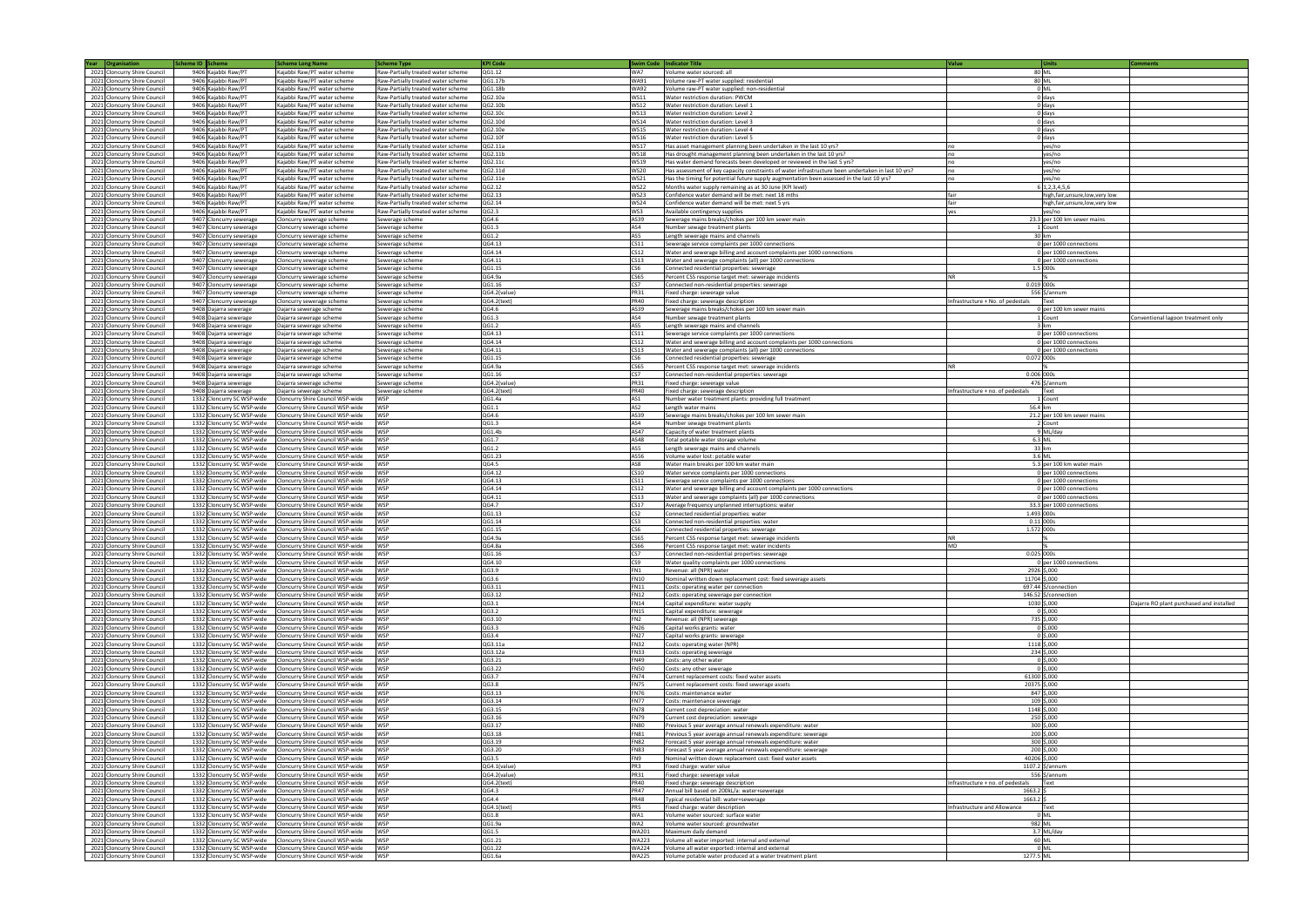| Year | Organisation | Scheme ID | Scheme | Scheme Long Name | Scheme Type | KPI Code | Swim Code | Indicator Title | Value | Units | Comments |
|---|---|---|---|---|---|---|---|---|---|---|---|
| 2021 | Cloncurry Shire Council | 9406 | Kajabbi Raw/PT | Kajabbi Raw/PT water scheme | Raw-Partially treated water scheme | QG1.12 | WA7 | Volume water sourced: all | 80 | ML | |
| 2021 | Cloncurry Shire Council | 9406 | Kajabbi Raw/PT | Kajabbi Raw/PT water scheme | Raw-Partially treated water scheme | QG1.17b | WA91 | Volume raw-PT water supplied: residential | 80 | ML | |
| 2021 | Cloncurry Shire Council | 9406 | Kajabbi Raw/PT | Kajabbi Raw/PT water scheme | Raw-Partially treated water scheme | QG1.18b | WA92 | Volume raw-PT water supplied: non-residential | 0 | ML | |
| 2021 | Cloncurry Shire Council | 9406 | Kajabbi Raw/PT | Kajabbi Raw/PT water scheme | Raw-Partially treated water scheme | QG2.10a | WS11 | Water restriction duration: PWCM | 0 | days | |
| 2021 | Cloncurry Shire Council | 9406 | Kajabbi Raw/PT | Kajabbi Raw/PT water scheme | Raw-Partially treated water scheme | QG2.10b | WS12 | Water restriction duration: Level 1 | 0 | days | |
| 2021 | Cloncurry Shire Council | 9406 | Kajabbi Raw/PT | Kajabbi Raw/PT water scheme | Raw-Partially treated water scheme | QG2.10c | WS13 | Water restriction duration: Level 2 | 0 | days | |
| 2021 | Cloncurry Shire Council | 9406 | Kajabbi Raw/PT | Kajabbi Raw/PT water scheme | Raw-Partially treated water scheme | QG2.10d | WS14 | Water restriction duration: Level 3 | 0 | days | |
| 2021 | Cloncurry Shire Council | 9406 | Kajabbi Raw/PT | Kajabbi Raw/PT water scheme | Raw-Partially treated water scheme | QG2.10e | WS15 | Water restriction duration: Level 4 | 0 | days | |
| 2021 | Cloncurry Shire Council | 9406 | Kajabbi Raw/PT | Kajabbi Raw/PT water scheme | Raw-Partially treated water scheme | QG2.10f | WS16 | Water restriction duration: Level 5 | 0 | days | |
| 2021 | Cloncurry Shire Council | 9406 | Kajabbi Raw/PT | Kajabbi Raw/PT water scheme | Raw-Partially treated water scheme | QG2.11a | WS17 | Has asset management planning been undertaken in the last 10 yrs? | no | yes/no | |
| 2021 | Cloncurry Shire Council | 9406 | Kajabbi Raw/PT | Kajabbi Raw/PT water scheme | Raw-Partially treated water scheme | QG2.11b | WS18 | Has drought management planning been undertaken in the last 10 yrs? | no | yes/no | |
| 2021 | Cloncurry Shire Council | 9406 | Kajabbi Raw/PT | Kajabbi Raw/PT water scheme | Raw-Partially treated water scheme | QG2.11c | WS19 | Has water demand forecasts been developed or reviewed in the last 5 yrs? | no | yes/no | |
| 2021 | Cloncurry Shire Council | 9406 | Kajabbi Raw/PT | Kajabbi Raw/PT water scheme | Raw-Partially treated water scheme | QG2.11d | WS20 | Has assessment of key capacity constraints of water infrastructure been undertaken in the last 10 yrs? | no | yes/no | |
| 2021 | Cloncurry Shire Council | 9406 | Kajabbi Raw/PT | Kajabbi Raw/PT water scheme | Raw-Partially treated water scheme | QG2.11e | WS21 | Has the timing for potential future supply augmentation been assessed in the last 10 yrs? | no | yes/no | |
| 2021 | Cloncurry Shire Council | 9406 | Kajabbi Raw/PT | Kajabbi Raw/PT water scheme | Raw-Partially treated water scheme | QG2.12 | WS22 | Months water supply remaining as at 30 June (KPI level) | 6 | 1,2,3,4,5,6 | |
| 2021 | Cloncurry Shire Council | 9406 | Kajabbi Raw/PT | Kajabbi Raw/PT water scheme | Raw-Partially treated water scheme | QG2.13 | WS23 | Confidence water demand will be met: next 18 mths | fair | high,fair,unsure,low,very low | |
| 2021 | Cloncurry Shire Council | 9406 | Kajabbi Raw/PT | Kajabbi Raw/PT water scheme | Raw-Partially treated water scheme | QG2.14 | WS24 | Confidence water demand will be met: next 5 yrs | fair | high,fair,unsure,low,very low | |
| 2021 | Cloncurry Shire Council | 9406 | Kajabbi Raw/PT | Kajabbi Raw/PT water scheme | Raw-Partially treated water scheme | QG2.3 | WS3 | Available contingency supplies | yes | yes/no | |
| 2021 | Cloncurry Shire Council | 9407 | Cloncurry sewerage | Cloncurry sewerage scheme | Sewerage scheme | QG4.6 | AS39 | Sewerage mains breaks/chokes per 100 km sewer main | 23.3 | per 100 km sewer mains | |
| 2021 | Cloncurry Shire Council | 9407 | Cloncurry sewerage | Cloncurry sewerage scheme | Sewerage scheme | QG1.3 | AS4 | Number sewerage treatment plants | 1 | Count | |
| 2021 | Cloncurry Shire Council | 9407 | Cloncurry sewerage | Cloncurry sewerage scheme | Sewerage scheme | QG1.2 | AS5 | Length sewerage mains and channels | 30 | km | |
| 2021 | Cloncurry Shire Council | 9407 | Cloncurry sewerage | Cloncurry sewerage scheme | Sewerage scheme | QG4.13 | CS11 | Sewerage service complaints per 1000 connections | 0 | per 1000 connections | |
| 2021 | Cloncurry Shire Council | 9407 | Cloncurry sewerage | Cloncurry sewerage scheme | Sewerage scheme | QG4.14 | CS12 | Water and sewerage billing and account complaints per 1000 connections | 0 | per 1000 connections | |
| 2021 | Cloncurry Shire Council | 9407 | Cloncurry sewerage | Cloncurry sewerage scheme | Sewerage scheme | QG4.11 | CS13 | Water and sewerage complaints (all) per 1000 connections | 0 | per 1000 connections | |
| 2021 | Cloncurry Shire Council | 9407 | Cloncurry sewerage | Cloncurry sewerage scheme | Sewerage scheme | QG1.15 | CS6 | Connected residential properties: sewerage | 1.5 | 000s | |
| 2021 | Cloncurry Shire Council | 9407 | Cloncurry sewerage | Cloncurry sewerage scheme | Sewerage scheme | QG4.9a | CS65 | Percent CSS response target met: sewerage incidents | NR | % | |
| 2021 | Cloncurry Shire Council | 9407 | Cloncurry sewerage | Cloncurry sewerage scheme | Sewerage scheme | QG1.16 | CS7 | Connected non-residential properties: sewerage | 0.019 | 000s | |
| 2021 | Cloncurry Shire Council | 9407 | Cloncurry sewerage | Cloncurry sewerage scheme | Sewerage scheme | QG4.2(value) | PR31 | Fixed charge: sewerage value | 556 | $/annum | |
| 2021 | Cloncurry Shire Council | 9407 | Cloncurry sewerage | Cloncurry sewerage scheme | Sewerage scheme | QG4.2(text) | PR40 | Fixed charge: sewerage description | Infrastructure + No. of pedestals | Text | |
| 2021 | Cloncurry Shire Council | 9408 | Dajarra sewerage | Dajarra sewerage scheme | Sewerage scheme | QG4.6 | AS39 | Sewerage mains breaks/chokes per 100 km sewer main | 0 | per 100 km sewer mains | |
| 2021 | Cloncurry Shire Council | 9408 | Dajarra sewerage | Dajarra sewerage scheme | Sewerage scheme | QG1.3 | AS4 | Number sewerage treatment plants | 1 | Count | Conventional lagoon treatment only |
| 2021 | Cloncurry Shire Council | 9408 | Dajarra sewerage | Dajarra sewerage scheme | Sewerage scheme | QG1.2 | AS5 | Length sewerage mains and channels | 3 | km | |
| 2021 | Cloncurry Shire Council | 9408 | Dajarra sewerage | Dajarra sewerage scheme | Sewerage scheme | QG4.13 | CS11 | Sewerage service complaints per 1000 connections | 0 | per 1000 connections | |
| 2021 | Cloncurry Shire Council | 9408 | Dajarra sewerage | Dajarra sewerage scheme | Sewerage scheme | QG4.14 | CS12 | Water and sewerage billing and account complaints per 1000 connections | 0 | per 1000 connections | |
| 2021 | Cloncurry Shire Council | 9408 | Dajarra sewerage | Dajarra sewerage scheme | Sewerage scheme | QG4.11 | CS13 | Water and sewerage complaints (all) per 1000 connections | 0 | per 1000 connections | |
| 2021 | Cloncurry Shire Council | 9408 | Dajarra sewerage | Dajarra sewerage scheme | Sewerage scheme | QG1.15 | CS6 | Connected residential properties: sewerage | 0.072 | 000s | |
| 2021 | Cloncurry Shire Council | 9408 | Dajarra sewerage | Dajarra sewerage scheme | Sewerage scheme | QG4.9a | CS65 | Percent CSS response target met: sewerage incidents | NR | % | |
| 2021 | Cloncurry Shire Council | 9408 | Dajarra sewerage | Dajarra sewerage scheme | Sewerage scheme | QG1.16 | CS7 | Connected non-residential properties: sewerage | 0.006 | 000s | |
| 2021 | Cloncurry Shire Council | 9408 | Dajarra sewerage | Dajarra sewerage scheme | Sewerage scheme | QG4.2(value) | PR31 | Fixed charge: sewerage value | 476 | $/annum | |
| 2021 | Cloncurry Shire Council | 9408 | Dajarra sewerage | Dajarra sewerage scheme | Sewerage scheme | QG4.2(text) | PR40 | Fixed charge: sewerage description | Infrastructure + no. of pedestals | Text | |
| 2021 | Cloncurry Shire Council | 1332 | Cloncurry SC WSP-wide | Cloncurry Shire Council WSP-wide | WSP | QG1.4a | AS1 | Number water treatment plants: providing full treatment | 1 | Count | |
| 2021 | Cloncurry Shire Council | 1332 | Cloncurry SC WSP-wide | Cloncurry Shire Council WSP-wide | WSP | QG1.1 | AS2 | Length water mains | 56.4 | km | |
| 2021 | Cloncurry Shire Council | 1332 | Cloncurry SC WSP-wide | Cloncurry Shire Council WSP-wide | WSP | QG4.6 | AS39 | Sewerage mains breaks/chokes per 100 km sewer main | 21.2 | per 100 km sewer mains | |
| 2021 | Cloncurry Shire Council | 1332 | Cloncurry SC WSP-wide | Cloncurry Shire Council WSP-wide | WSP | QG1.3 | AS4 | Number sewerage treatment plants | 2 | Count | |
| 2021 | Cloncurry Shire Council | 1332 | Cloncurry SC WSP-wide | Cloncurry Shire Council WSP-wide | WSP | QG1.4b | AS47 | Capacity of water treatment plants | 9 | ML/day | |
| 2021 | Cloncurry Shire Council | 1332 | Cloncurry SC WSP-wide | Cloncurry Shire Council WSP-wide | WSP | QG1.7 | AS48 | Total potable water storage volume | 6.3 | ML | |
| 2021 | Cloncurry Shire Council | 1332 | Cloncurry SC WSP-wide | Cloncurry Shire Council WSP-wide | WSP | QG1.2 | AS5 | Length sewerage mains and channels | 33 | km | |
| 2021 | Cloncurry Shire Council | 1332 | Cloncurry SC WSP-wide | Cloncurry Shire Council WSP-wide | WSP | QG1.23 | AS56 | Volume water lost: potable water | 3.6 | ML | |
| 2021 | Cloncurry Shire Council | 1332 | Cloncurry SC WSP-wide | Cloncurry Shire Council WSP-wide | WSP | QG4.5 | AS8 | Water main breaks per 100 km water main | 5.3 | per 100 km water main | |
| 2021 | Cloncurry Shire Council | 1332 | Cloncurry SC WSP-wide | Cloncurry Shire Council WSP-wide | WSP | QG4.12 | CS10 | Water service complaints per 1000 connections | 0 | per 1000 connections | |
| 2021 | Cloncurry Shire Council | 1332 | Cloncurry SC WSP-wide | Cloncurry Shire Council WSP-wide | WSP | QG4.13 | CS11 | Sewerage service complaints per 1000 connections | 0 | per 1000 connections | |
| 2021 | Cloncurry Shire Council | 1332 | Cloncurry SC WSP-wide | Cloncurry Shire Council WSP-wide | WSP | QG4.14 | CS12 | Water and sewerage billing and account complaints per 1000 connections | 0 | per 1000 connections | |
| 2021 | Cloncurry Shire Council | 1332 | Cloncurry SC WSP-wide | Cloncurry Shire Council WSP-wide | WSP | QG4.11 | CS13 | Water and sewerage complaints (all) per 1000 connections | 0 | per 1000 connections | |
| 2021 | Cloncurry Shire Council | 1332 | Cloncurry SC WSP-wide | Cloncurry Shire Council WSP-wide | WSP | QG4.7 | CS17 | Average frequency unplanned interruptions: water | 33.3 | per 1000 connections | |
| 2021 | Cloncurry Shire Council | 1332 | Cloncurry SC WSP-wide | Cloncurry Shire Council WSP-wide | WSP | QG1.13 | CS2 | Connected residential properties: water | 1.493 | 000s | |
| 2021 | Cloncurry Shire Council | 1332 | Cloncurry SC WSP-wide | Cloncurry Shire Council WSP-wide | WSP | QG1.14 | CS3 | Connected non-residential properties: water | 0.11 | 000s | |
| 2021 | Cloncurry Shire Council | 1332 | Cloncurry SC WSP-wide | Cloncurry Shire Council WSP-wide | WSP | QG1.15 | CS6 | Connected residential properties: sewerage | 1.572 | 000s | |
| 2021 | Cloncurry Shire Council | 1332 | Cloncurry SC WSP-wide | Cloncurry Shire Council WSP-wide | WSP | QG4.9a | CS65 | Percent CSS response target met: sewerage incidents | NR | % | |
| 2021 | Cloncurry Shire Council | 1332 | Cloncurry SC WSP-wide | Cloncurry Shire Council WSP-wide | WSP | QG4.8a | CS66 | Percent CSS response target met: water incidents | MD | % | |
| 2021 | Cloncurry Shire Council | 1332 | Cloncurry SC WSP-wide | Cloncurry Shire Council WSP-wide | WSP | QG1.16 | CS7 | Connected non-residential properties: sewerage | 0.025 | 000s | |
| 2021 | Cloncurry Shire Council | 1332 | Cloncurry SC WSP-wide | Cloncurry Shire Council WSP-wide | WSP | QG4.10 | CS9 | Water quality complaints per 1000 connections | 0 | per 1000 connections | |
| 2021 | Cloncurry Shire Council | 1332 | Cloncurry SC WSP-wide | Cloncurry Shire Council WSP-wide | WSP | QG3.9 | FN1 | Revenue: all (NPR) water | 2926 | $,000 | |
| 2021 | Cloncurry Shire Council | 1332 | Cloncurry SC WSP-wide | Cloncurry Shire Council WSP-wide | WSP | QG3.6 | FN10 | Nominal written down replacement cost: fixed sewerage assets | 11704 | $,000 | |
| 2021 | Cloncurry Shire Council | 1332 | Cloncurry SC WSP-wide | Cloncurry Shire Council WSP-wide | WSP | QG3.11 | FN11 | Costs: operating water per connection | 697.44 | $/connection | |
| 2021 | Cloncurry Shire Council | 1332 | Cloncurry SC WSP-wide | Cloncurry Shire Council WSP-wide | WSP | QG3.12 | FN12 | Costs: operating sewerage per connection | 146.52 | $/connection | |
| 2021 | Cloncurry Shire Council | 1332 | Cloncurry SC WSP-wide | Cloncurry Shire Council WSP-wide | WSP | QG3.1 | FN14 | Capital expenditure: water supply | 1030 | $,000 | Dajarra RO plant purchased and installed |
| 2021 | Cloncurry Shire Council | 1332 | Cloncurry SC WSP-wide | Cloncurry Shire Council WSP-wide | WSP | QG3.2 | FN15 | Capital expenditure: sewerage | 0 | $,000 | |
| 2021 | Cloncurry Shire Council | 1332 | Cloncurry SC WSP-wide | Cloncurry Shire Council WSP-wide | WSP | QG3.10 | FN2 | Revenue: all (NPR) sewerage | 735 | $,000 | |
| 2021 | Cloncurry Shire Council | 1332 | Cloncurry SC WSP-wide | Cloncurry Shire Council WSP-wide | WSP | QG3.3 | FN26 | Capital works grants: water | 0 | $,000 | |
| 2021 | Cloncurry Shire Council | 1332 | Cloncurry SC WSP-wide | Cloncurry Shire Council WSP-wide | WSP | QG3.4 | FN27 | Capital works grants: sewerage | 0 | $,000 | |
| 2021 | Cloncurry Shire Council | 1332 | Cloncurry SC WSP-wide | Cloncurry Shire Council WSP-wide | WSP | QG3.11a | FN32 | Costs: operating water (NPR) | 1118 | $,000 | |
| 2021 | Cloncurry Shire Council | 1332 | Cloncurry SC WSP-wide | Cloncurry Shire Council WSP-wide | WSP | QG3.12a | FN33 | Costs: operating sewerage | 234 | $,000 | |
| 2021 | Cloncurry Shire Council | 1332 | Cloncurry SC WSP-wide | Cloncurry Shire Council WSP-wide | WSP | QG3.21 | FN49 | Costs: any other water | 0 | $,000 | |
| 2021 | Cloncurry Shire Council | 1332 | Cloncurry SC WSP-wide | Cloncurry Shire Council WSP-wide | WSP | QG3.22 | FN50 | Costs: any other sewerage | 0 | $,000 | |
| 2021 | Cloncurry Shire Council | 1332 | Cloncurry SC WSP-wide | Cloncurry Shire Council WSP-wide | WSP | QG3.7 | FN74 | Current replacement costs: fixed water assets | 61300 | $,000 | |
| 2021 | Cloncurry Shire Council | 1332 | Cloncurry SC WSP-wide | Cloncurry Shire Council WSP-wide | WSP | QG3.8 | FN75 | Current replacement costs: fixed sewerage assets | 20375 | $,000 | |
| 2021 | Cloncurry Shire Council | 1332 | Cloncurry SC WSP-wide | Cloncurry Shire Council WSP-wide | WSP | QG3.13 | FN76 | Costs: maintenance water | 847 | $,000 | |
| 2021 | Cloncurry Shire Council | 1332 | Cloncurry SC WSP-wide | Cloncurry Shire Council WSP-wide | WSP | QG3.14 | FN77 | Costs: maintenance sewerage | 109 | $,000 | |
| 2021 | Cloncurry Shire Council | 1332 | Cloncurry SC WSP-wide | Cloncurry Shire Council WSP-wide | WSP | QG3.15 | FN78 | Current cost depreciation: water | 1148 | $,000 | |
| 2021 | Cloncurry Shire Council | 1332 | Cloncurry SC WSP-wide | Cloncurry Shire Council WSP-wide | WSP | QG3.16 | FN79 | Current cost depreciation: sewerage | 250 | $,000 | |
| 2021 | Cloncurry Shire Council | 1332 | Cloncurry SC WSP-wide | Cloncurry Shire Council WSP-wide | WSP | QG3.17 | FN80 | Previous 5 year average annual renewals expenditure: water | 300 | $,000 | |
| 2021 | Cloncurry Shire Council | 1332 | Cloncurry SC WSP-wide | Cloncurry Shire Council WSP-wide | WSP | QG3.18 | FN81 | Previous 5 year average annual renewals expenditure: sewerage | 200 | $,000 | |
| 2021 | Cloncurry Shire Council | 1332 | Cloncurry SC WSP-wide | Cloncurry Shire Council WSP-wide | WSP | QG3.19 | FN82 | Forecast 5 year average annual renewals expenditure: water | 300 | $,000 | |
| 2021 | Cloncurry Shire Council | 1332 | Cloncurry SC WSP-wide | Cloncurry Shire Council WSP-wide | WSP | QG3.20 | FN83 | Forecast 5 year average annual renewals expenditure: sewerage | 200 | $,000 | |
| 2021 | Cloncurry Shire Council | 1332 | Cloncurry SC WSP-wide | Cloncurry Shire Council WSP-wide | WSP | QG3.5 | FN9 | Nominal written down replacement cost: fixed water assets | 40206 | $,000 | |
| 2021 | Cloncurry Shire Council | 1332 | Cloncurry SC WSP-wide | Cloncurry Shire Council WSP-wide | WSP | QG4.1(value) | PR3 | Fixed charge: water value | 1107.2 | $/annum | |
| 2021 | Cloncurry Shire Council | 1332 | Cloncurry SC WSP-wide | Cloncurry Shire Council WSP-wide | WSP | QG4.2(value) | PR31 | Fixed charge: sewerage value | 556 | $/annum | |
| 2021 | Cloncurry Shire Council | 1332 | Cloncurry SC WSP-wide | Cloncurry Shire Council WSP-wide | WSP | QG4.2(text) | PR40 | Fixed charge: sewerage description | Infrastructure + no. of pedestals | Text | |
| 2021 | Cloncurry Shire Council | 1332 | Cloncurry SC WSP-wide | Cloncurry Shire Council WSP-wide | WSP | QG4.3 | PR47 | Annual bill based on 200kL/a: water+sewerage | 1663.2 | $ | |
| 2021 | Cloncurry Shire Council | 1332 | Cloncurry SC WSP-wide | Cloncurry Shire Council WSP-wide | WSP | QG4.4 | PR48 | Typical residential bill: water+sewerage | 1663.2 | $ | |
| 2021 | Cloncurry Shire Council | 1332 | Cloncurry SC WSP-wide | Cloncurry Shire Council WSP-wide | WSP | QG4.1(text) | PR5 | Fixed charge: water description | Infrastructure and Allowance | Text | |
| 2021 | Cloncurry Shire Council | 1332 | Cloncurry SC WSP-wide | Cloncurry Shire Council WSP-wide | WSP | QG1.8 | WA1 | Volume water sourced: surface water | 0 | ML | |
| 2021 | Cloncurry Shire Council | 1332 | Cloncurry SC WSP-wide | Cloncurry Shire Council WSP-wide | WSP | QG1.9a | WA2 | Volume water sourced: groundwater | 982 | ML | |
| 2021 | Cloncurry Shire Council | 1332 | Cloncurry SC WSP-wide | Cloncurry Shire Council WSP-wide | WSP | QG1.5 | WA201 | Maximum daily demand | 3.7 | ML/day | |
| 2021 | Cloncurry Shire Council | 1332 | Cloncurry SC WSP-wide | Cloncurry Shire Council WSP-wide | WSP | QG1.21 | WA223 | Volume all water imported: internal and external | 60 | ML | |
| 2021 | Cloncurry Shire Council | 1332 | Cloncurry SC WSP-wide | Cloncurry Shire Council WSP-wide | WSP | QG1.22 | WA224 | Volume all water exported: internal and external | 0 | ML | |
| 2021 | Cloncurry Shire Council | 1332 | Cloncurry SC WSP-wide | Cloncurry Shire Council WSP-wide | WSP | QG1.6a | WA225 | Volume potable water produced at a water treatment plant | 1277.5 | ML | |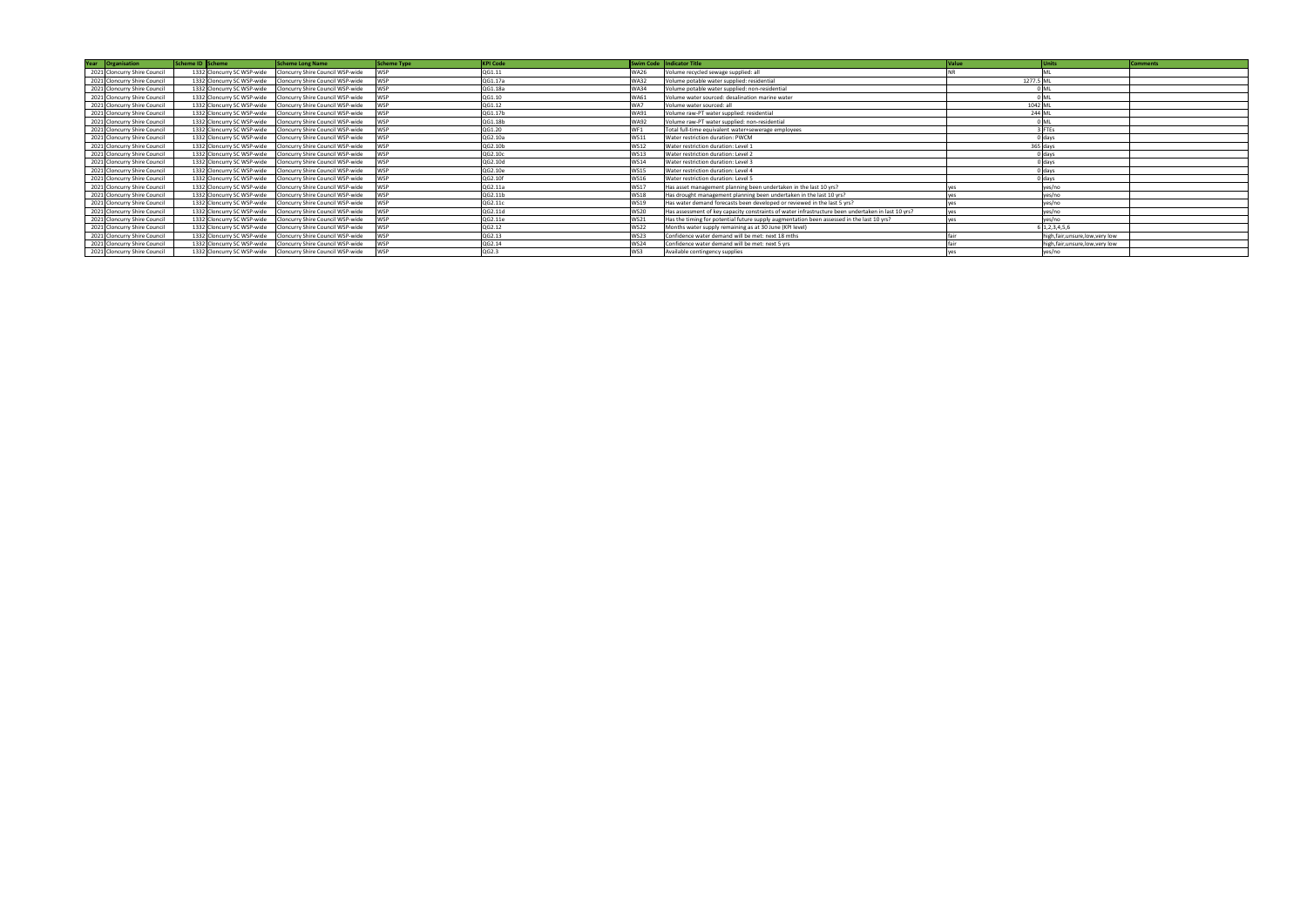| Year | Organisation | Scheme ID | Scheme | Scheme Long Name | Scheme Type | KPI Code | Swim Code | Indicator Title | Value | Units | Comments |
|---|---|---|---|---|---|---|---|---|---|---|---|
| 2021 | Cloncurry Shire Council | 1332 | Cloncurry SC WSP-wide | Cloncurry Shire Council WSP-wide | WSP | QG1.11 | WA26 | Volume recycled sewage supplied: all | NR | ML | |
| 2021 | Cloncurry Shire Council | 1332 | Cloncurry SC WSP-wide | Cloncurry Shire Council WSP-wide | WSP | QG1.17a | WA32 | Volume potable water supplied: residential | 1277.5 | ML | |
| 2021 | Cloncurry Shire Council | 1332 | Cloncurry SC WSP-wide | Cloncurry Shire Council WSP-wide | WSP | QG1.18a | WA34 | Volume potable water supplied: non-residential | 0 | ML | |
| 2021 | Cloncurry Shire Council | 1332 | Cloncurry SC WSP-wide | Cloncurry Shire Council WSP-wide | WSP | QG1.10 | WA61 | Volume water sourced: desalination marine water | 0 | ML | |
| 2021 | Cloncurry Shire Council | 1332 | Cloncurry SC WSP-wide | Cloncurry Shire Council WSP-wide | WSP | QG1.12 | WA7 | Volume water sourced: all | 1042 | ML | |
| 2021 | Cloncurry Shire Council | 1332 | Cloncurry SC WSP-wide | Cloncurry Shire Council WSP-wide | WSP | QG1.17b | WA91 | Volume raw-PT water supplied: residential | 244 | ML | |
| 2021 | Cloncurry Shire Council | 1332 | Cloncurry SC WSP-wide | Cloncurry Shire Council WSP-wide | WSP | QG1.18b | WA92 | Volume raw-PT water supplied: non-residential | 0 | ML | |
| 2021 | Cloncurry Shire Council | 1332 | Cloncurry SC WSP-wide | Cloncurry Shire Council WSP-wide | WSP | QG1.20 | WF1 | Total full-time equivalent water+sewerage employees | 3 | FTEs | |
| 2021 | Cloncurry Shire Council | 1332 | Cloncurry SC WSP-wide | Cloncurry Shire Council WSP-wide | WSP | QG2.10a | WS11 | Water restriction duration: PWCM | 0 | days | |
| 2021 | Cloncurry Shire Council | 1332 | Cloncurry SC WSP-wide | Cloncurry Shire Council WSP-wide | WSP | QG2.10b | WS12 | Water restriction duration: Level 1 | 365 | days | |
| 2021 | Cloncurry Shire Council | 1332 | Cloncurry SC WSP-wide | Cloncurry Shire Council WSP-wide | WSP | QG2.10c | WS13 | Water restriction duration: Level 2 | 0 | days | |
| 2021 | Cloncurry Shire Council | 1332 | Cloncurry SC WSP-wide | Cloncurry Shire Council WSP-wide | WSP | QG2.10d | WS14 | Water restriction duration: Level 3 | 0 | days | |
| 2021 | Cloncurry Shire Council | 1332 | Cloncurry SC WSP-wide | Cloncurry Shire Council WSP-wide | WSP | QG2.10e | WS15 | Water restriction duration: Level 4 | 0 | days | |
| 2021 | Cloncurry Shire Council | 1332 | Cloncurry SC WSP-wide | Cloncurry Shire Council WSP-wide | WSP | QG2.10f | WS16 | Water restriction duration: Level 5 | 0 | days | |
| 2021 | Cloncurry Shire Council | 1332 | Cloncurry SC WSP-wide | Cloncurry Shire Council WSP-wide | WSP | QG2.11a | WS17 | Has asset management planning been undertaken in the last 10 yrs? | yes | yes/no | |
| 2021 | Cloncurry Shire Council | 1332 | Cloncurry SC WSP-wide | Cloncurry Shire Council WSP-wide | WSP | QG2.11b | WS18 | Has drought management planning been undertaken in the last 10 yrs? | yes | yes/no | |
| 2021 | Cloncurry Shire Council | 1332 | Cloncurry SC WSP-wide | Cloncurry Shire Council WSP-wide | WSP | QG2.11c | WS19 | Has water demand forecasts been developed or reviewed in the last 5 yrs? | yes | yes/no | |
| 2021 | Cloncurry Shire Council | 1332 | Cloncurry SC WSP-wide | Cloncurry Shire Council WSP-wide | WSP | QG2.11d | WS20 | Has assessment of key capacity constraints of water infrastructure been undertaken in last 10 yrs? | yes | yes/no | |
| 2021 | Cloncurry Shire Council | 1332 | Cloncurry SC WSP-wide | Cloncurry Shire Council WSP-wide | WSP | QG2.11e | WS21 | Has the timing for potential future supply augmentation been assessed in the last 10 yrs? | yes | yes/no | |
| 2021 | Cloncurry Shire Council | 1332 | Cloncurry SC WSP-wide | Cloncurry Shire Council WSP-wide | WSP | QG2.12 | WS22 | Months water supply remaining as at 30 June (KPI level) | 6 | 1,2,3,4,5,6 | |
| 2021 | Cloncurry Shire Council | 1332 | Cloncurry SC WSP-wide | Cloncurry Shire Council WSP-wide | WSP | QG2.13 | WS23 | Confidence water demand will be met: next 18 mths | fair | high,fair,unsure,low,very low | |
| 2021 | Cloncurry Shire Council | 1332 | Cloncurry SC WSP-wide | Cloncurry Shire Council WSP-wide | WSP | QG2.14 | WS24 | Confidence water demand will be met: next 5 yrs | fair | high,fair,unsure,low,very low | |
| 2021 | Cloncurry Shire Council | 1332 | Cloncurry SC WSP-wide | Cloncurry Shire Council WSP-wide | WSP | QG2.3 | WS3 | Available contingency supplies | yes | yes/no | |